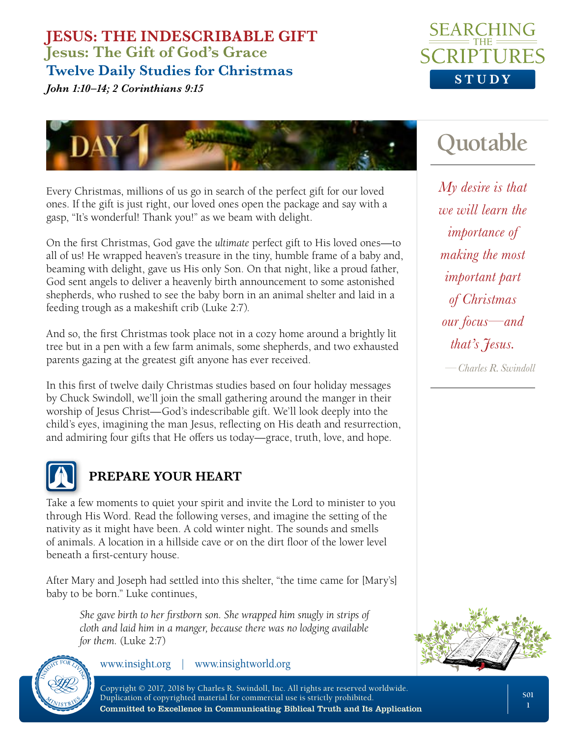# JESUS: THE INDESCRIBABLE GIFT

## Jesus: The Gift of God's Grace

### Twelve Daily Studies for Christmas

*John 1:10–14; 2 Corinthians 9:15*

SEARCHING THE SCRIPTURES STUDY

## DAY 1

Every Christmas, millions of us go in search of the perfect gift for our loved ones. If the gift is just right, our loved ones open the package and say with a gasp, "It's wonderful! Thank you!" as we beam with delight.

On the first Christmas, God gave the *ultimate* perfect gift to His loved ones—to all of us! He wrapped heaven's treasure in the tiny, humble frame of a baby and, beaming with delight, gave us His only Son. On that night, like a proud father, God sent angels to deliver a heavenly birth announcement to some astonished shepherds, who rushed to see the baby born in an animal shelter and laid in a feeding trough as a makeshift crib (Luke 2:7).

And so, the first Christmas took place not in a cozy home around a brightly lit tree but in a pen with a few farm animals, some shepherds, and two exhausted parents gazing at the greatest gift anyone has ever received.

In this first of twelve daily Christmas studies based on four holiday messages by Chuck Swindoll, we'll join the small gathering around the manger in their worship of Jesus Christ—God's indescribable gift. We'll look deeply into the child's eyes, imagining the man Jesus, reflecting on His death and resurrection, and admiring four gifts that He offers us today—grace, truth, love, and hope.

### Quotable

*My desire is that we will learn the importance of making the most important part of Christmas our focus—and that's Jesus.*

—*Charles R. Swindoll*

### PREPARE YOUR HEART

Take a few moments to quiet your spirit and invite the Lord to minister to you through His Word. Read the following verses, and imagine the setting of the nativity as it might have been. A cold winter night. The sounds and smells of animals. A location in a hillside cave or on the dirt floor of the lower level beneath a first-century house.

After Mary and Joseph had settled into this shelter, "the time came for [Mary's] baby to be born." Luke continues,

> *She gave birth to her firstborn son. She wrapped him snugly in strips of cloth and laid him in a manger, because there was no lodging available for them.* (Luke 2:7)

www.insight.org | www.insightworld.org

Copyright © 2017, 2018 by Charles R. Swindoll, Inc. All rights are reserved worldwide. Duplication of copyrighted material for commercial use is strictly prohibited.
**Committed to Excellence in Communicating Biblical Truth and Its Application**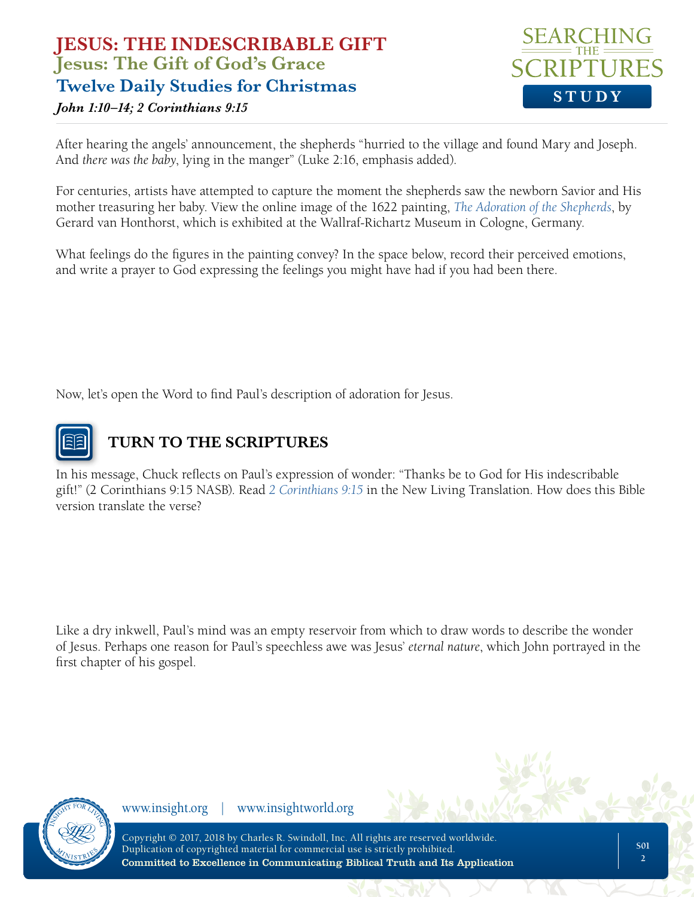After hearing the angels' announcement, the shepherds "hurried to the village and found Mary and Joseph. And *there was the baby*, lying in the manger" (Luke 2:16, emphasis added).

For centuries, artists have attempted to capture the moment the shepherds saw the newborn Savior and His mother treasuring her baby. View the online image of the 1622 painting, *The Adoration of the Shepherds*, by Gerard van Honthorst, which is exhibited at the Wallraf-Richartz Museum in Cologne, Germany.

What feelings do the figures in the painting convey? In the space below, record their perceived emotions, and write a prayer to God expressing the feelings you might have had if you had been there.

Now, let's open the Word to find Paul's description of adoration for Jesus.

## TURN TO THE SCRIPTURES

In his message, Chuck reflects on Paul's expression of wonder: "Thanks be to God for His indescribable gift!" (2 Corinthians 9:15 NASB). Read *2 Corinthians 9:15* in the New Living Translation. How does this Bible version translate the verse?

Like a dry inkwell, Paul's mind was an empty reservoir from which to draw words to describe the wonder of Jesus. Perhaps one reason for Paul's speechless awe was Jesus' *eternal nature*, which John portrayed in the first chapter of his gospel.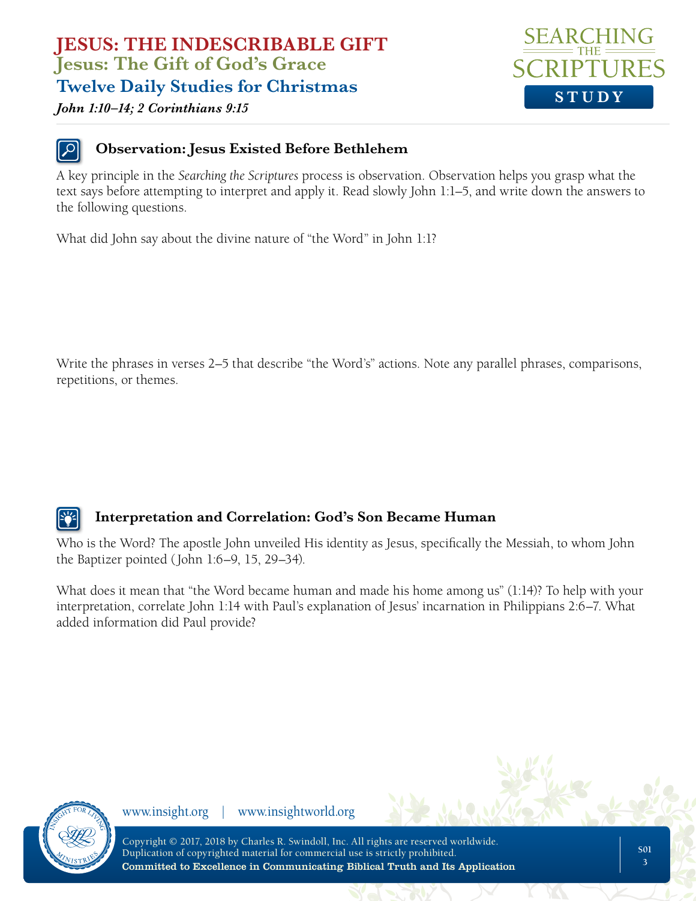# JESUS: THE INDESCRIBABLE GIFT

## Jesus: The Gift of God's Grace

## Twelve Daily Studies for Christmas

*John 1:10–14; 2 Corinthians 9:15*

### Observation: Jesus Existed Before Bethlehem

A key principle in the *Searching the Scriptures* process is observation. Observation helps you grasp what the text says before attempting to interpret and apply it. Read slowly John 1:1–5, and write down the answers to the following questions.

What did John say about the divine nature of "the Word" in John 1:1?

Write the phrases in verses 2–5 that describe "the Word's" actions. Note any parallel phrases, comparisons, repetitions, or themes.

### Interpretation and Correlation: God's Son Became Human

Who is the Word? The apostle John unveiled His identity as Jesus, specifically the Messiah, to whom John the Baptizer pointed (John 1:6–9, 15, 29–34).

What does it mean that "the Word became human and made his home among us" (1:14)? To help with your interpretation, correlate John 1:14 with Paul's explanation of Jesus' incarnation in Philippians 2:6–7. What added information did Paul provide?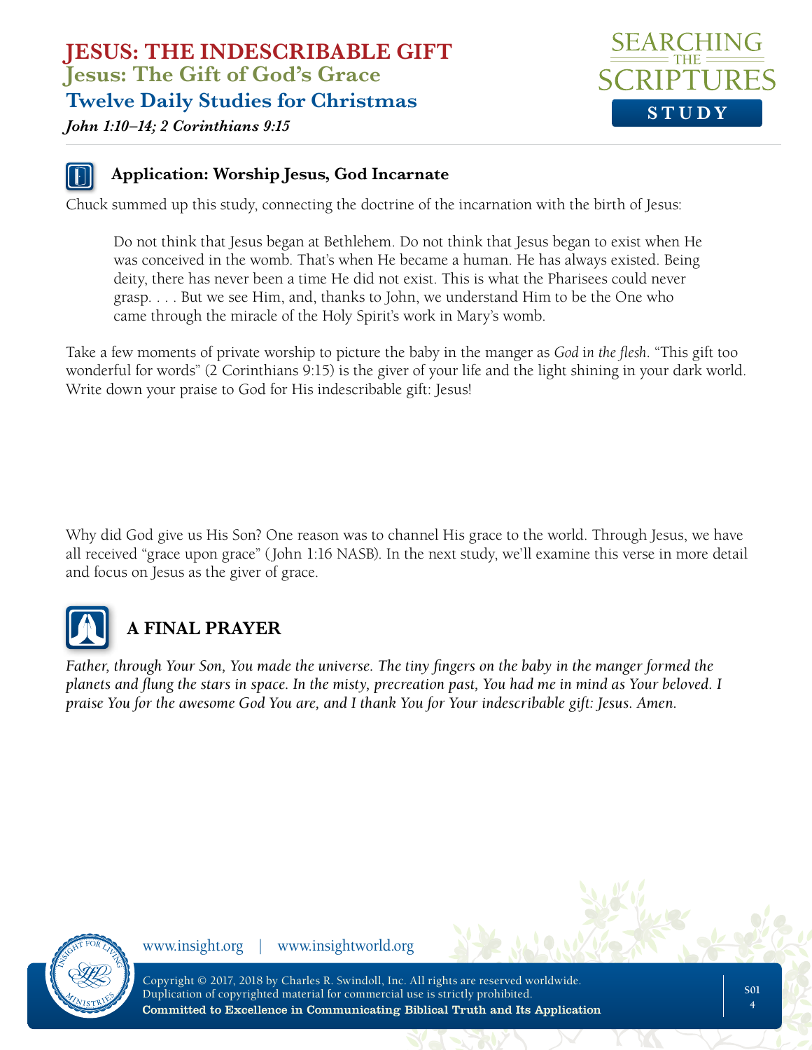### Application: Worship Jesus, God Incarnate

Chuck summed up this study, connecting the doctrine of the incarnation with the birth of Jesus:

> Do not think that Jesus began at Bethlehem. Do not think that Jesus began to exist when He was conceived in the womb. That's when He became a human. He has always existed. Being deity, there has never been a time He did not exist. This is what the Pharisees could never grasp. . . . But we see Him, and, thanks to John, we understand Him to be the One who came through the miracle of the Holy Spirit's work in Mary's womb.

Take a few moments of private worship to picture the baby in the manger as *God in the flesh*. "This gift too wonderful for words" (2 Corinthians 9:15) is the giver of your life and the light shining in your dark world. Write down your praise to God for His indescribable gift: Jesus!

Why did God give us His Son? One reason was to channel His grace to the world. Through Jesus, we have all received "grace upon grace" (John 1:16 NASB). In the next study, we'll examine this verse in more detail and focus on Jesus as the giver of grace.

## A FINAL PRAYER

*Father, through Your Son, You made the universe. The tiny fingers on the baby in the manger formed the planets and flung the stars in space. In the misty, precreation past, You had me in mind as Your beloved. I praise You for the awesome God You are, and I thank You for Your indescribable gift: Jesus. Amen.*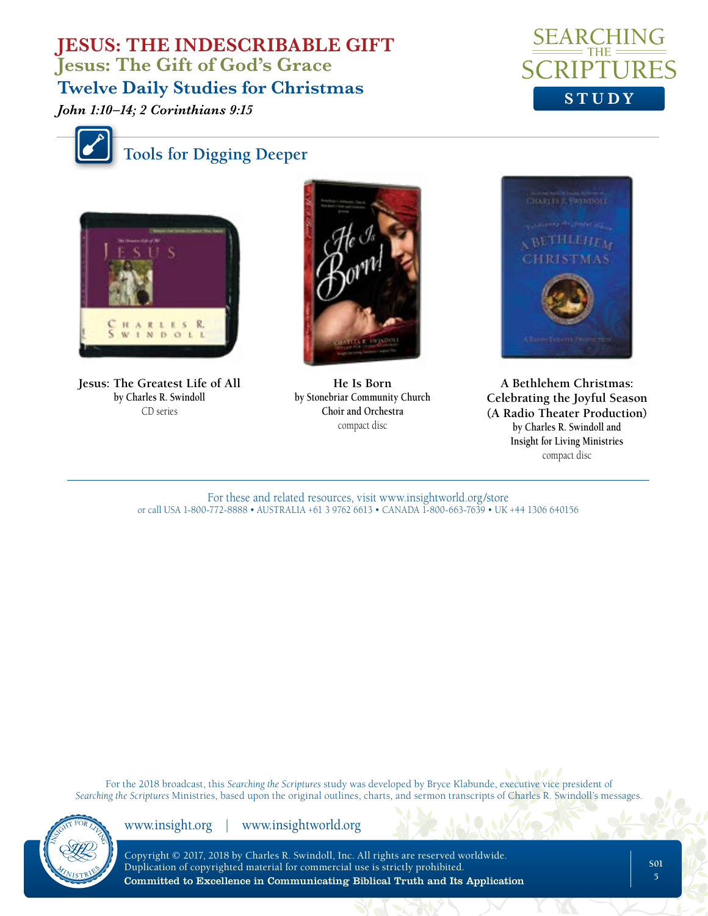# JESUS: THE INDESCRIBABLE GIFT

## Jesus: The Gift of God's Grace

## Twelve Daily Studies for Christmas

*John 1:10–14; 2 Corinthians 9:15*

SEARCHING THE SCRIPTURES STUDY

## Tools for Digging Deeper

**Jesus: The Greatest Life of All**
by Charles R. Swindoll
CD series

**He Is Born**
by Stonebriar Community Church Choir and Orchestra
compact disc

**A Bethlehem Christmas: Celebrating the Joyful Season (A Radio Theater Production)**
by Charles R. Swindoll and Insight for Living Ministries
compact disc

For these and related resources, visit www.insightworld.org/store
or call USA 1-800-772-8888 • AUSTRALIA +61 3 9762 6613 • CANADA 1-800-663-7639 • UK +44 1306 640156

For the 2018 broadcast, this *Searching the Scriptures* study was developed by Bryce Klabunde, executive vice president of *Searching the Scriptures* Ministries, based upon the original outlines, charts, and sermon transcripts of Charles R. Swindoll's messages.

www.insight.org | www.insightworld.org

Copyright © 2017, 2018 by Charles R. Swindoll, Inc. All rights are reserved worldwide.
Duplication of copyrighted material for commercial use is strictly prohibited.
**Committed to Excellence in Communicating Biblical Truth and Its Application**